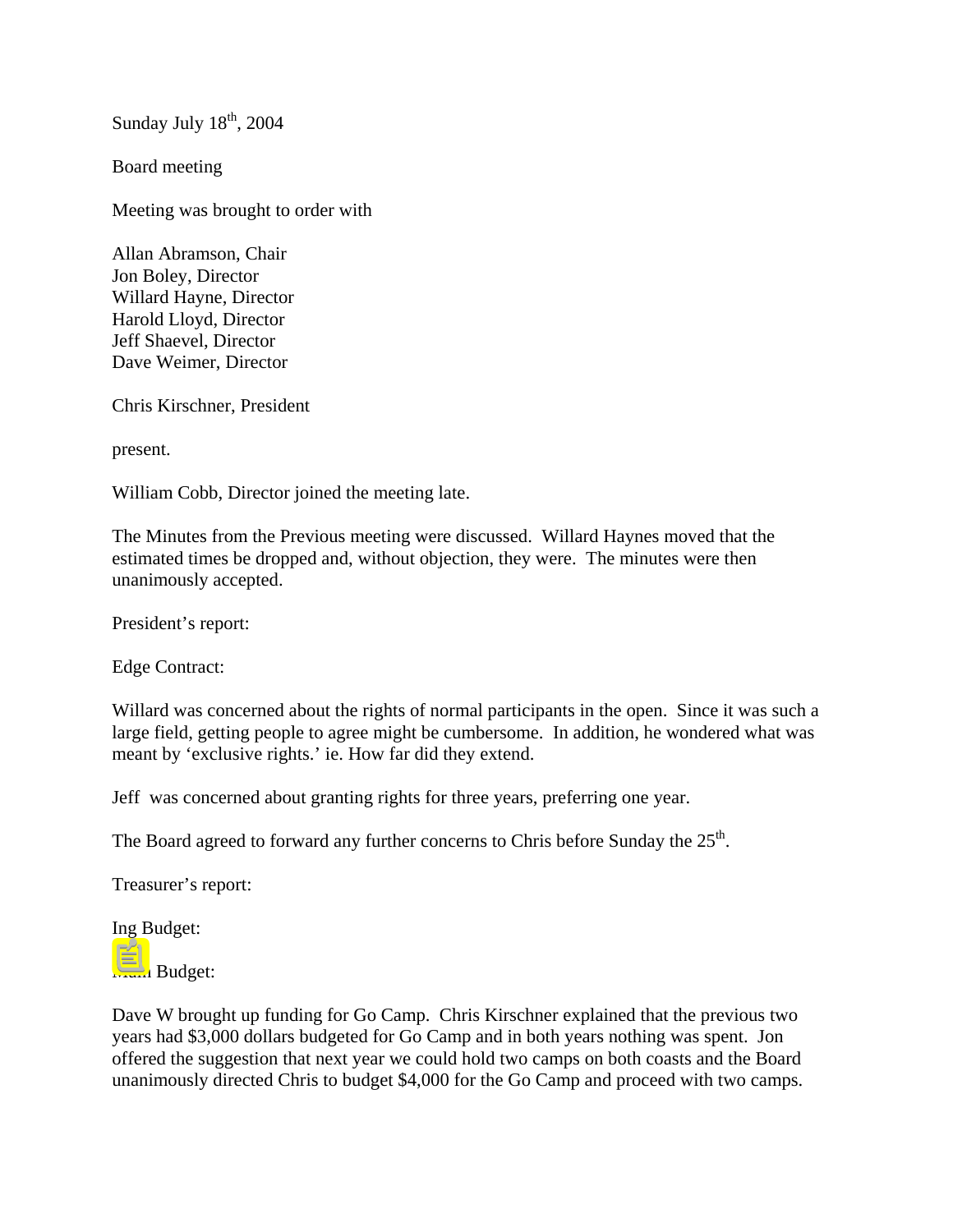Sunday July 18th, 2004

Board meeting

Meeting was brought to order with

Allan Abramson, Chair
Jon Boley, Director
Willard Hayne, Director
Harold Lloyd, Director
Jeff Shaevel, Director
Dave Weimer, Director

Chris Kirschner, President

present.

William Cobb, Director joined the meeting late.

The Minutes from the Previous meeting were discussed. Willard Haynes moved that the estimated times be dropped and, without objection, they were. The minutes were then unanimously accepted.

President's report:

Edge Contract:

Willard was concerned about the rights of normal participants in the open. Since it was such a large field, getting people to agree might be cumbersome. In addition, he wondered what was meant by 'exclusive rights.' ie. How far did they extend.

Jeff was concerned about granting rights for three years, preferring one year.

The Board agreed to forward any further concerns to Chris before Sunday the 25th.

Treasurer's report:

Ing Budget:

Main Budget:

Dave W brought up funding for Go Camp. Chris Kirschner explained that the previous two years had $3,000 dollars budgeted for Go Camp and in both years nothing was spent. Jon offered the suggestion that next year we could hold two camps on both coasts and the Board unanimously directed Chris to budget $4,000 for the Go Camp and proceed with two camps.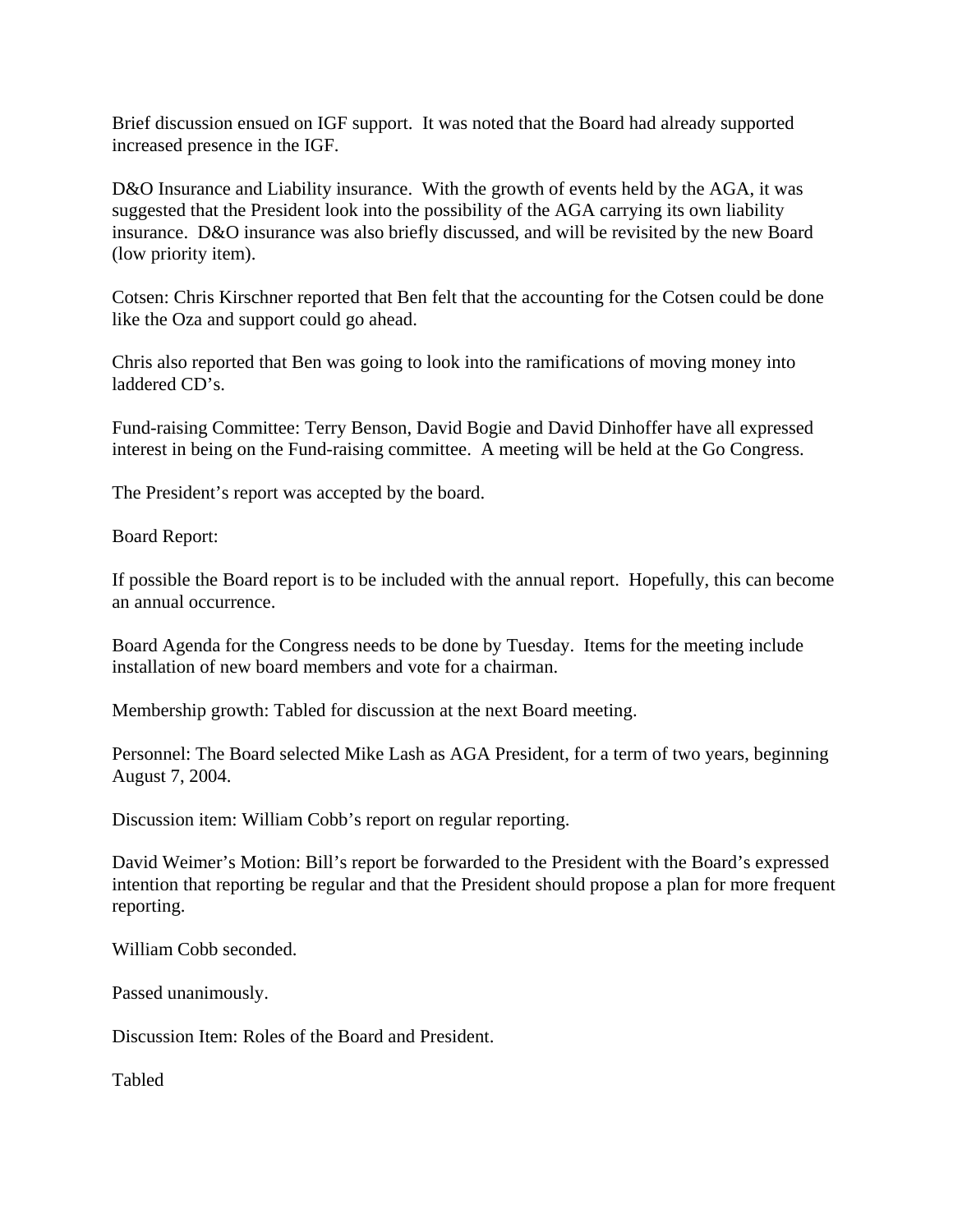Brief discussion ensued on IGF support. It was noted that the Board had already supported increased presence in the IGF.

D&O Insurance and Liability insurance. With the growth of events held by the AGA, it was suggested that the President look into the possibility of the AGA carrying its own liability insurance. D&O insurance was also briefly discussed, and will be revisited by the new Board (low priority item).

Cotsen: Chris Kirschner reported that Ben felt that the accounting for the Cotsen could be done like the Oza and support could go ahead.

Chris also reported that Ben was going to look into the ramifications of moving money into laddered CD's.

Fund-raising Committee: Terry Benson, David Bogie and David Dinhoffer have all expressed interest in being on the Fund-raising committee. A meeting will be held at the Go Congress.

The President's report was accepted by the board.

Board Report:

If possible the Board report is to be included with the annual report. Hopefully, this can become an annual occurrence.

Board Agenda for the Congress needs to be done by Tuesday. Items for the meeting include installation of new board members and vote for a chairman.

Membership growth: Tabled for discussion at the next Board meeting.

Personnel: The Board selected Mike Lash as AGA President, for a term of two years, beginning August 7, 2004.

Discussion item: William Cobb's report on regular reporting.

David Weimer's Motion: Bill's report be forwarded to the President with the Board's expressed intention that reporting be regular and that the President should propose a plan for more frequent reporting.

William Cobb seconded.

Passed unanimously.

Discussion Item: Roles of the Board and President.

Tabled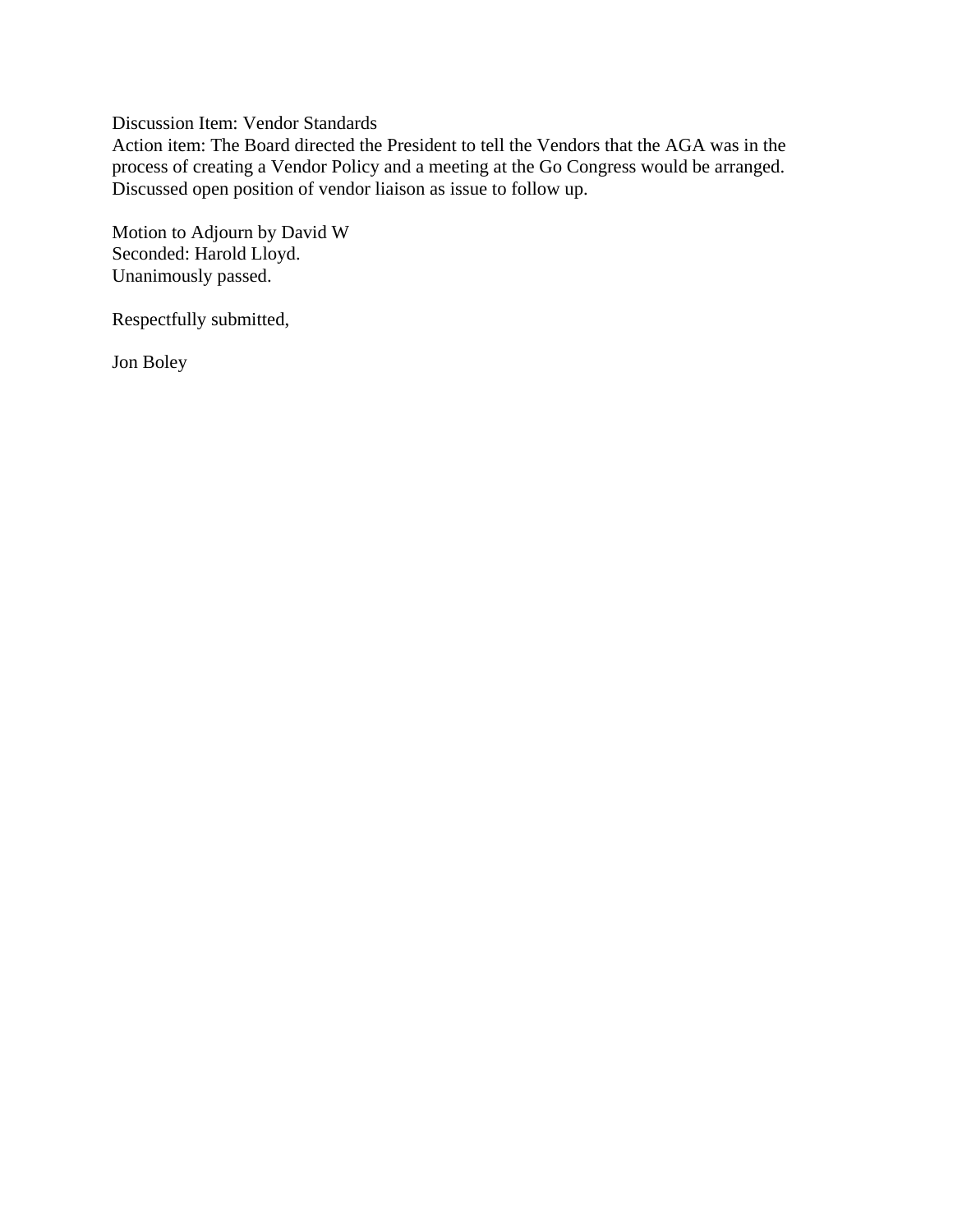Discussion Item: Vendor Standards
Action item: The Board directed the President to tell the Vendors that the AGA was in the process of creating a Vendor Policy and a meeting at the Go Congress would be arranged. Discussed open position of vendor liaison as issue to follow up.

Motion to Adjourn by David W
Seconded: Harold Lloyd.
Unanimously passed.

Respectfully submitted,

Jon Boley